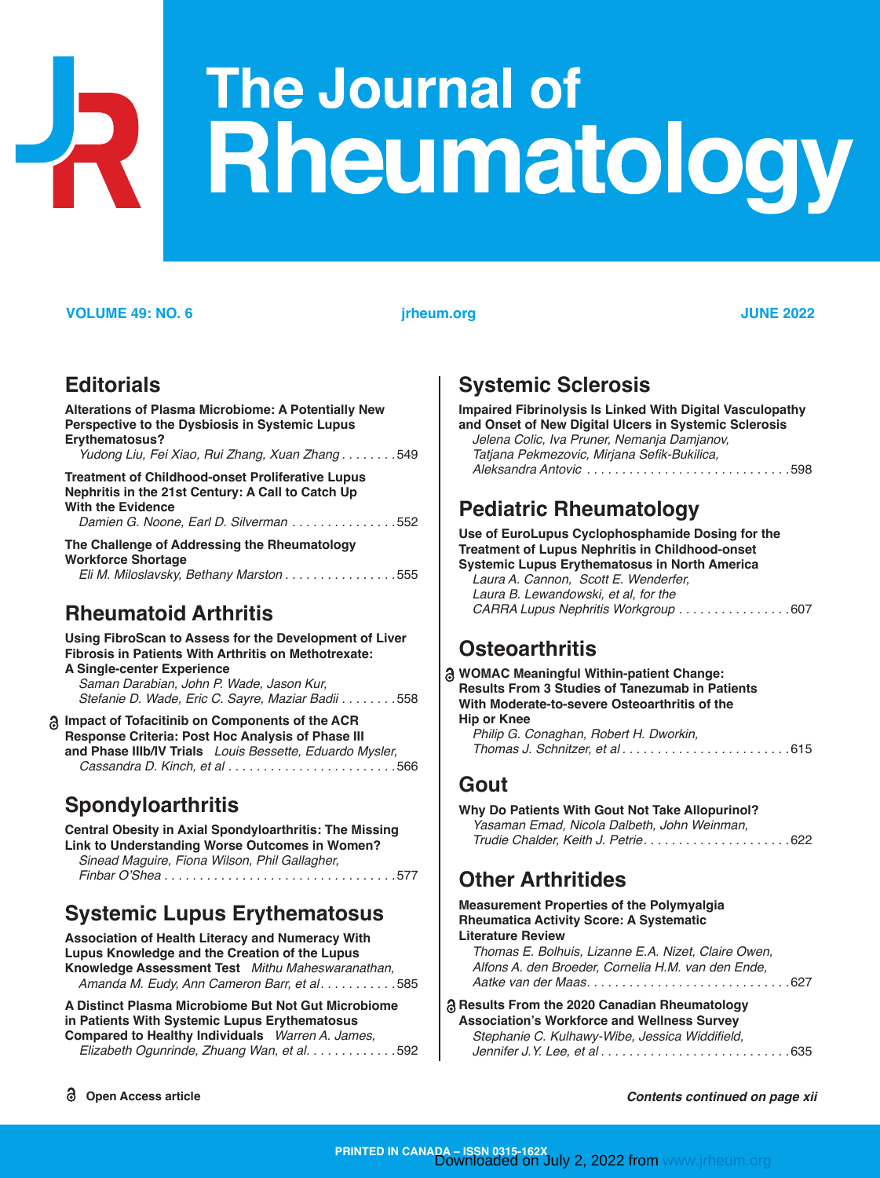# The Journal of Rheumatology

**VOLUME 49: NO. 6** **jrheum.org** **JUNE 2022**

## Editorials

**Alterations of Plasma Microbiome: A Potentially New Perspective to the Dysbiosis in Systemic Lupus Erythematosus?**
*Yudong Liu, Fei Xiao, Rui Zhang, Xuan Zhang* . . . . . . . . 549

**Treatment of Childhood-onset Proliferative Lupus Nephritis in the 21st Century: A Call to Catch Up With the Evidence**
*Damien G. Noone, Earl D. Silverman* . . . . . . . . . . . . . . . 552

**The Challenge of Addressing the Rheumatology Workforce Shortage**
*Eli M. Miloslavsky, Bethany Marston* . . . . . . . . . . . . . . . . 555

## Rheumatoid Arthritis

**Using FibroScan to Assess for the Development of Liver Fibrosis in Patients With Arthritis on Methotrexate: A Single-center Experience**
*Saman Darabian, John P. Wade, Jason Kur, Stefanie D. Wade, Eric C. Sayre, Maziar Badii* . . . . . . . . 558

**Impact of Tofacitinib on Components of the ACR Response Criteria: Post Hoc Analysis of Phase III and Phase IIIb/IV Trials** *Louis Bessette, Eduardo Mysler, Cassandra D. Kinch, et al* . . . . . . . . . . . . . . . . . . . . . . . . 566

## Spondyloarthritis

**Central Obesity in Axial Spondyloarthritis: The Missing Link to Understanding Worse Outcomes in Women?**
*Sinead Maguire, Fiona Wilson, Phil Gallagher, Finbar O'Shea* . . . . . . . . . . . . . . . . . . . . . . . . . . . . . . . . . 577

## Systemic Lupus Erythematosus

**Association of Health Literacy and Numeracy With Lupus Knowledge and the Creation of the Lupus Knowledge Assessment Test** *Mithu Maheswaranathan, Amanda M. Eudy, Ann Cameron Barr, et al* . . . . . . . . . . . 585

**A Distinct Plasma Microbiome But Not Gut Microbiome in Patients With Systemic Lupus Erythematosus Compared to Healthy Individuals** *Warren A. James, Elizabeth Ogunrinde, Zhuang Wan, et al.* . . . . . . . . . . . . 592

## Systemic Sclerosis

**Impaired Fibrinolysis Is Linked With Digital Vasculopathy and Onset of New Digital Ulcers in Systemic Sclerosis**
*Jelena Colic, Iva Pruner, Nemanja Damjanov, Tatjana Pekmezovic, Mirjana Sefik-Bukilica, Aleksandra Antovic* . . . . . . . . . . . . . . . . . . . . . . . . . . . . . 598

## Pediatric Rheumatology

**Use of EuroLupus Cyclophosphamide Dosing for the Treatment of Lupus Nephritis in Childhood-onset Systemic Lupus Erythematosus in North America**
*Laura A. Cannon, Scott E. Wenderfer, Laura B. Lewandowski, et al, for the CARRA Lupus Nephritis Workgroup* . . . . . . . . . . . . . . . . 607

## Osteoarthritis

**WOMAC Meaningful Within-patient Change: Results From 3 Studies of Tanezumab in Patients With Moderate-to-severe Osteoarthritis of the Hip or Knee**
*Philip G. Conaghan, Robert H. Dworkin, Thomas J. Schnitzer, et al* . . . . . . . . . . . . . . . . . . . . . . . . 615

## Gout

**Why Do Patients With Gout Not Take Allopurinol?**
*Yasaman Emad, Nicola Dalbeth, John Weinman, Trudie Chalder, Keith J. Petrie* . . . . . . . . . . . . . . . . . . . . . 622

## Other Arthritides

**Measurement Properties of the Polymyalgia Rheumatica Activity Score: A Systematic Literature Review**
*Thomas E. Bolhuis, Lizanne E.A. Nizet, Claire Owen, Alfons A. den Broeder, Cornelia H.M. van den Ende, Aatke van der Maas* . . . . . . . . . . . . . . . . . . . . . . . . . . . . 627

**Results From the 2020 Canadian Rheumatology Association's Workforce and Wellness Survey**
*Stephanie C. Kulhawy-Wibe, Jessica Widdifield, Jennifer J.Y. Lee, et al* . . . . . . . . . . . . . . . . . . . . . . . . . . . 635

Open Access article

***Contents continued on page xii***

PRINTED IN CANADA – ISSN 0315-162X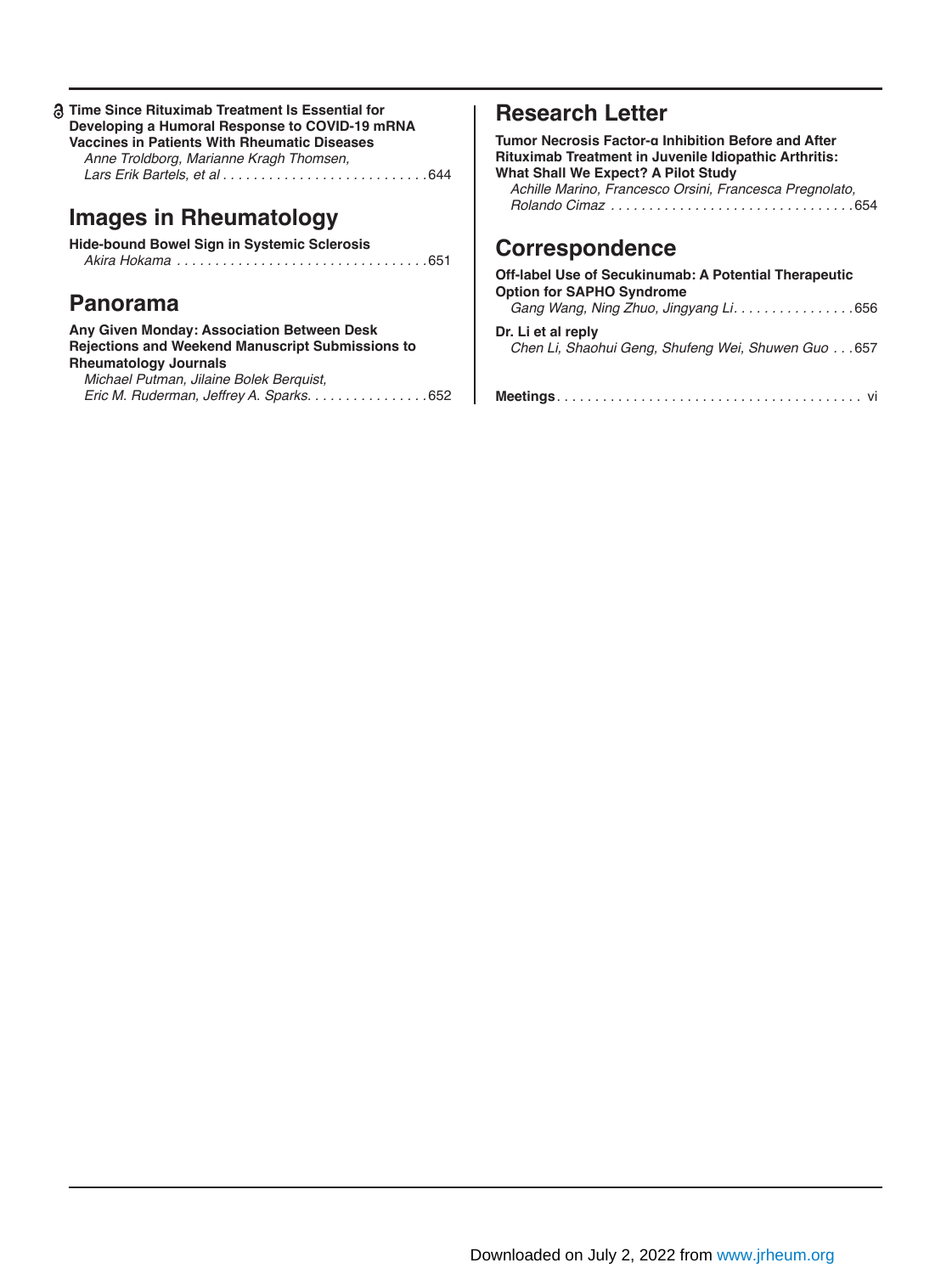**Time Since Rituximab Treatment Is Essential for Developing a Humoral Response to COVID-19 mRNA Vaccines in Patients With Rheumatic Diseases**
*Anne Troldborg, Marianne Kragh Thomsen, Lars Erik Bartels, et al* . . . 644

## Images in Rheumatology

**Hide-bound Bowel Sign in Systemic Sclerosis**
*Akira Hokama* . . . 651

## Panorama

**Any Given Monday: Association Between Desk Rejections and Weekend Manuscript Submissions to Rheumatology Journals**
*Michael Putman, Jilaine Bolek Berquist, Eric M. Ruderman, Jeffrey A. Sparks* . . . 652

## Research Letter

**Tumor Necrosis Factor-α Inhibition Before and After Rituximab Treatment in Juvenile Idiopathic Arthritis: What Shall We Expect? A Pilot Study**
*Achille Marino, Francesco Orsini, Francesca Pregnolato, Rolando Cimaz* . . . 654

## Correspondence

**Off-label Use of Secukinumab: A Potential Therapeutic Option for SAPHO Syndrome**
*Gang Wang, Ning Zhuo, Jingyang Li* . . . 656

**Dr. Li et al reply**
*Chen Li, Shaohui Geng, Shufeng Wei, Shuwen Guo* . . . 657

**Meetings** . . . vi